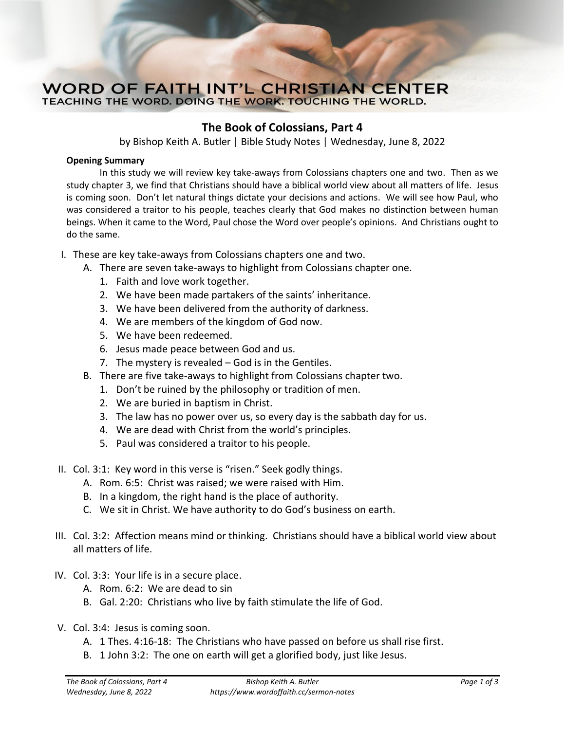# WORD OF FAITH INT'L CHRISTIAN CENTER

TEACHING THE WORD. DOING THE WORK. TOUCHING THE WORLD.

## The Book of Colossians, Part 4

by Bishop Keith A. Butler | Bible Study Notes | Wednesday, June 8, 2022

**Opening Summary**

In this study we will review key take-aways from Colossians chapters one and two. Then as we study chapter 3, we find that Christians should have a biblical world view about all matters of life. Jesus is coming soon. Don't let natural things dictate your decisions and actions. We will see how Paul, who was considered a traitor to his people, teaches clearly that God makes no distinction between human beings. When it came to the Word, Paul chose the Word over people's opinions. And Christians ought to do the same.

I. These are key take-aways from Colossians chapters one and two.
   A. There are seven take-aways to highlight from Colossians chapter one.
      1. Faith and love work together.
      2. We have been made partakers of the saints' inheritance.
      3. We have been delivered from the authority of darkness.
      4. We are members of the kingdom of God now.
      5. We have been redeemed.
      6. Jesus made peace between God and us.
      7. The mystery is revealed – God is in the Gentiles.
   B. There are five take-aways to highlight from Colossians chapter two.
      1. Don't be ruined by the philosophy or tradition of men.
      2. We are buried in baptism in Christ.
      3. The law has no power over us, so every day is the sabbath day for us.
      4. We are dead with Christ from the world's principles.
      5. Paul was considered a traitor to his people.

II. Col. 3:1: Key word in this verse is "risen." Seek godly things.
   A. Rom. 6:5: Christ was raised; we were raised with Him.
   B. In a kingdom, the right hand is the place of authority.
   C. We sit in Christ. We have authority to do God's business on earth.

III. Col. 3:2: Affection means mind or thinking. Christians should have a biblical world view about all matters of life.

IV. Col. 3:3: Your life is in a secure place.
   A. Rom. 6:2: We are dead to sin
   B. Gal. 2:20: Christians who live by faith stimulate the life of God.

V. Col. 3:4: Jesus is coming soon.
   A. 1 Thes. 4:16-18: The Christians who have passed on before us shall rise first.
   B. 1 John 3:2: The one on earth will get a glorified body, just like Jesus.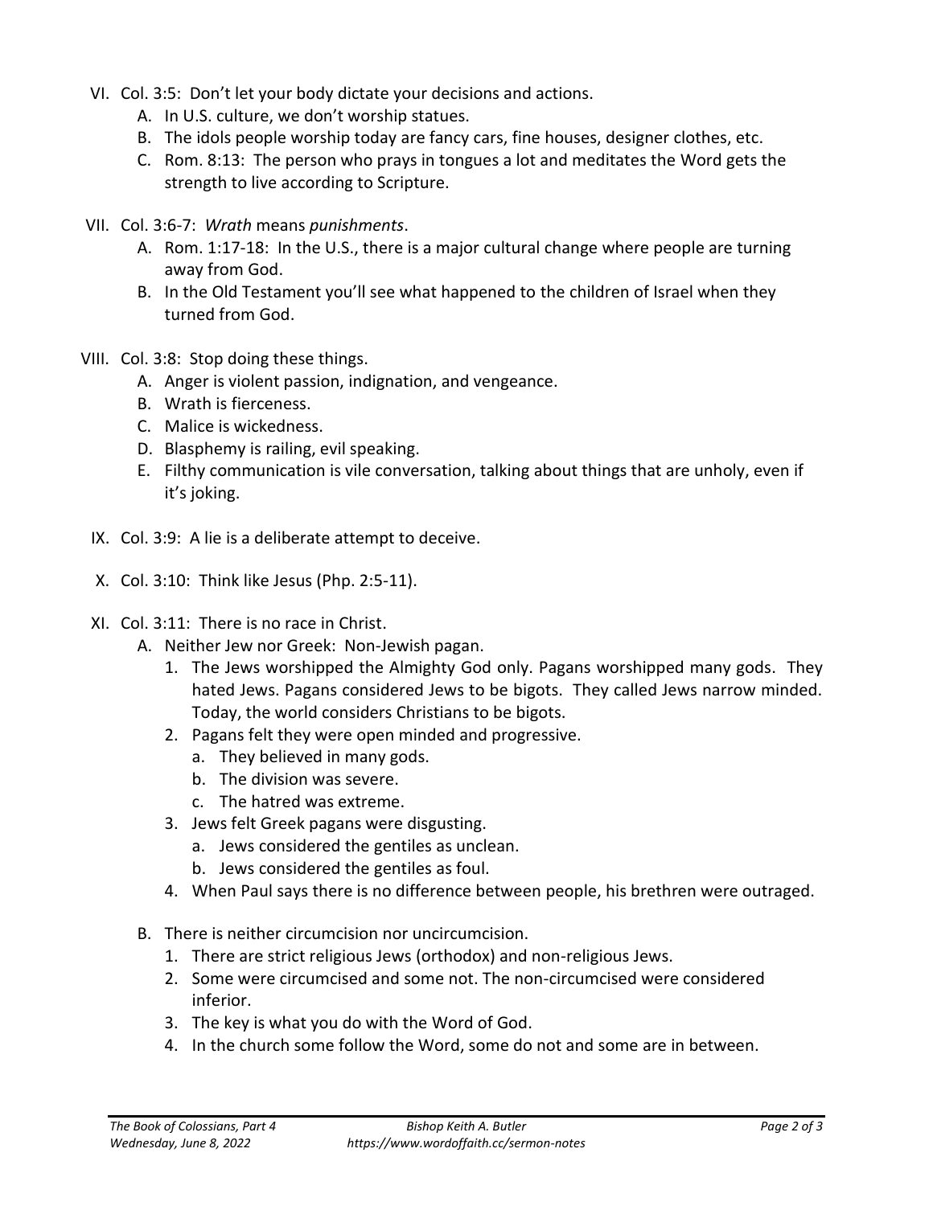VI. Col. 3:5: Don't let your body dictate your decisions and actions.
   A. In U.S. culture, we don't worship statues.
   B. The idols people worship today are fancy cars, fine houses, designer clothes, etc.
   C. Rom. 8:13: The person who prays in tongues a lot and meditates the Word gets the strength to live according to Scripture.

VII. Col. 3:6-7: *Wrath* means *punishments*.
   A. Rom. 1:17-18: In the U.S., there is a major cultural change where people are turning away from God.
   B. In the Old Testament you'll see what happened to the children of Israel when they turned from God.

VIII. Col. 3:8: Stop doing these things.
   A. Anger is violent passion, indignation, and vengeance.
   B. Wrath is fierceness.
   C. Malice is wickedness.
   D. Blasphemy is railing, evil speaking.
   E. Filthy communication is vile conversation, talking about things that are unholy, even if it's joking.

IX. Col. 3:9: A lie is a deliberate attempt to deceive.

X. Col. 3:10: Think like Jesus (Php. 2:5-11).

XI. Col. 3:11: There is no race in Christ.
   A. Neither Jew nor Greek: Non-Jewish pagan.
      1. The Jews worshipped the Almighty God only. Pagans worshipped many gods. They hated Jews. Pagans considered Jews to be bigots. They called Jews narrow minded. Today, the world considers Christians to be bigots.
      2. Pagans felt they were open minded and progressive.
         a. They believed in many gods.
         b. The division was severe.
         c. The hatred was extreme.
      3. Jews felt Greek pagans were disgusting.
         a. Jews considered the gentiles as unclean.
         b. Jews considered the gentiles as foul.
      4. When Paul says there is no difference between people, his brethren were outraged.

   B. There is neither circumcision nor uncircumcision.
      1. There are strict religious Jews (orthodox) and non-religious Jews.
      2. Some were circumcised and some not. The non-circumcised were considered inferior.
      3. The key is what you do with the Word of God.
      4. In the church some follow the Word, some do not and some are in between.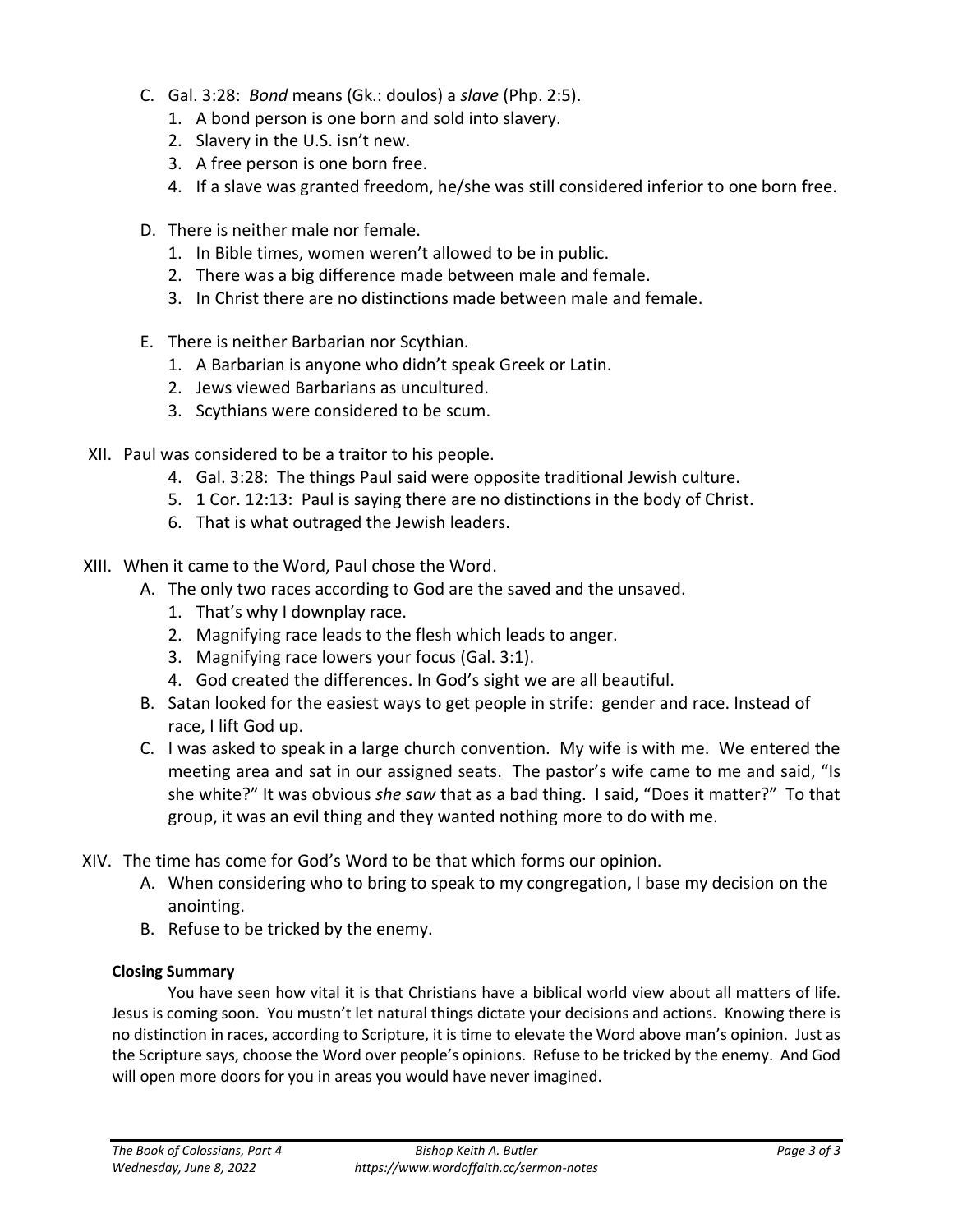C. Gal. 3:28: *Bond* means (Gk.: doulos) a *slave* (Php. 2:5).
   1. A bond person is one born and sold into slavery.
   2. Slavery in the U.S. isn't new.
   3. A free person is one born free.
   4. If a slave was granted freedom, he/she was still considered inferior to one born free.

D. There is neither male nor female.
   1. In Bible times, women weren't allowed to be in public.
   2. There was a big difference made between male and female.
   3. In Christ there are no distinctions made between male and female.

E. There is neither Barbarian nor Scythian.
   1. A Barbarian is anyone who didn't speak Greek or Latin.
   2. Jews viewed Barbarians as uncultured.
   3. Scythians were considered to be scum.

XII. Paul was considered to be a traitor to his people.

   4. Gal. 3:28: The things Paul said were opposite traditional Jewish culture.
   5. 1 Cor. 12:13: Paul is saying there are no distinctions in the body of Christ.
   6. That is what outraged the Jewish leaders.

XIII. When it came to the Word, Paul chose the Word.

A. The only two races according to God are the saved and the unsaved.
   1. That's why I downplay race.
   2. Magnifying race leads to the flesh which leads to anger.
   3. Magnifying race lowers your focus (Gal. 3:1).
   4. God created the differences. In God's sight we are all beautiful.

B. Satan looked for the easiest ways to get people in strife: gender and race. Instead of race, I lift God up.

C. I was asked to speak in a large church convention. My wife is with me. We entered the meeting area and sat in our assigned seats. The pastor's wife came to me and said, "Is she white?" It was obvious *she saw* that as a bad thing. I said, "Does it matter?" To that group, it was an evil thing and they wanted nothing more to do with me.

XIV. The time has come for God's Word to be that which forms our opinion.

A. When considering who to bring to speak to my congregation, I base my decision on the anointing.

B. Refuse to be tricked by the enemy.

**Closing Summary**

You have seen how vital it is that Christians have a biblical world view about all matters of life. Jesus is coming soon. You mustn't let natural things dictate your decisions and actions. Knowing there is no distinction in races, according to Scripture, it is time to elevate the Word above man's opinion. Just as the Scripture says, choose the Word over people's opinions. Refuse to be tricked by the enemy. And God will open more doors for you in areas you would have never imagined.